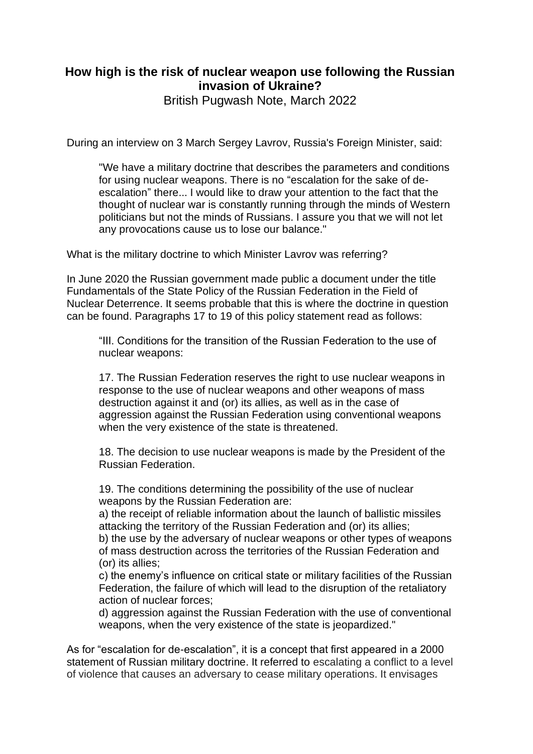# How high is the risk of nuclear weapon use following the Russian invasion of Ukraine?

British Pugwash Note, March 2022

During an interview on 3 March Sergey Lavrov, Russia's Foreign Minister, said:

> "We have a military doctrine that describes the parameters and conditions for using nuclear weapons. There is no "escalation for the sake of de-escalation" there... I would like to draw your attention to the fact that the thought of nuclear war is constantly running through the minds of Western politicians but not the minds of Russians. I assure you that we will not let any provocations cause us to lose our balance."

What is the military doctrine to which Minister Lavrov was referring?

In June 2020 the Russian government made public a document under the title Fundamentals of the State Policy of the Russian Federation in the Field of Nuclear Deterrence. It seems probable that this is where the doctrine in question can be found. Paragraphs 17 to 19 of this policy statement read as follows:

> "III. Conditions for the transition of the Russian Federation to the use of nuclear weapons:
>
> 17. The Russian Federation reserves the right to use nuclear weapons in response to the use of nuclear weapons and other weapons of mass destruction against it and (or) its allies, as well as in the case of aggression against the Russian Federation using conventional weapons when the very existence of the state is threatened.
>
> 18. The decision to use nuclear weapons is made by the President of the Russian Federation.
>
> 19. The conditions determining the possibility of the use of nuclear weapons by the Russian Federation are:
> a) the receipt of reliable information about the launch of ballistic missiles attacking the territory of the Russian Federation and (or) its allies;
> b) the use by the adversary of nuclear weapons or other types of weapons of mass destruction across the territories of the Russian Federation and (or) its allies;
> c) the enemy's influence on critical state or military facilities of the Russian Federation, the failure of which will lead to the disruption of the retaliatory action of nuclear forces;
> d) aggression against the Russian Federation with the use of conventional weapons, when the very existence of the state is jeopardized."

As for "escalation for de-escalation", it is a concept that first appeared in a 2000 statement of Russian military doctrine. It referred to escalating a conflict to a level of violence that causes an adversary to cease military operations. It envisages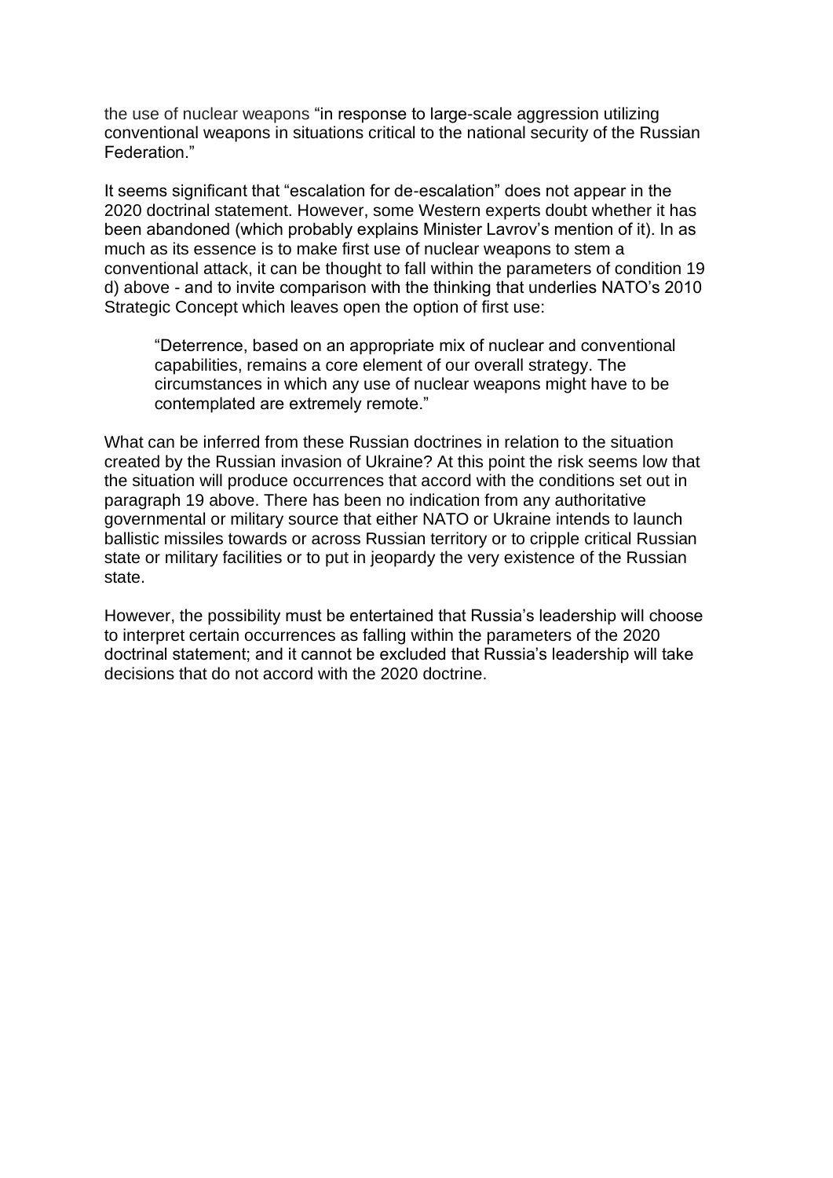the use of nuclear weapons "in response to large-scale aggression utilizing conventional weapons in situations critical to the national security of the Russian Federation."

It seems significant that "escalation for de-escalation" does not appear in the 2020 doctrinal statement. However, some Western experts doubt whether it has been abandoned (which probably explains Minister Lavrov's mention of it). In as much as its essence is to make first use of nuclear weapons to stem a conventional attack, it can be thought to fall within the parameters of condition 19 d) above - and to invite comparison with the thinking that underlies NATO's 2010 Strategic Concept which leaves open the option of first use:

> "Deterrence, based on an appropriate mix of nuclear and conventional capabilities, remains a core element of our overall strategy. The circumstances in which any use of nuclear weapons might have to be contemplated are extremely remote."

What can be inferred from these Russian doctrines in relation to the situation created by the Russian invasion of Ukraine? At this point the risk seems low that the situation will produce occurrences that accord with the conditions set out in paragraph 19 above. There has been no indication from any authoritative governmental or military source that either NATO or Ukraine intends to launch ballistic missiles towards or across Russian territory or to cripple critical Russian state or military facilities or to put in jeopardy the very existence of the Russian state.

However, the possibility must be entertained that Russia's leadership will choose to interpret certain occurrences as falling within the parameters of the 2020 doctrinal statement; and it cannot be excluded that Russia's leadership will take decisions that do not accord with the 2020 doctrine.